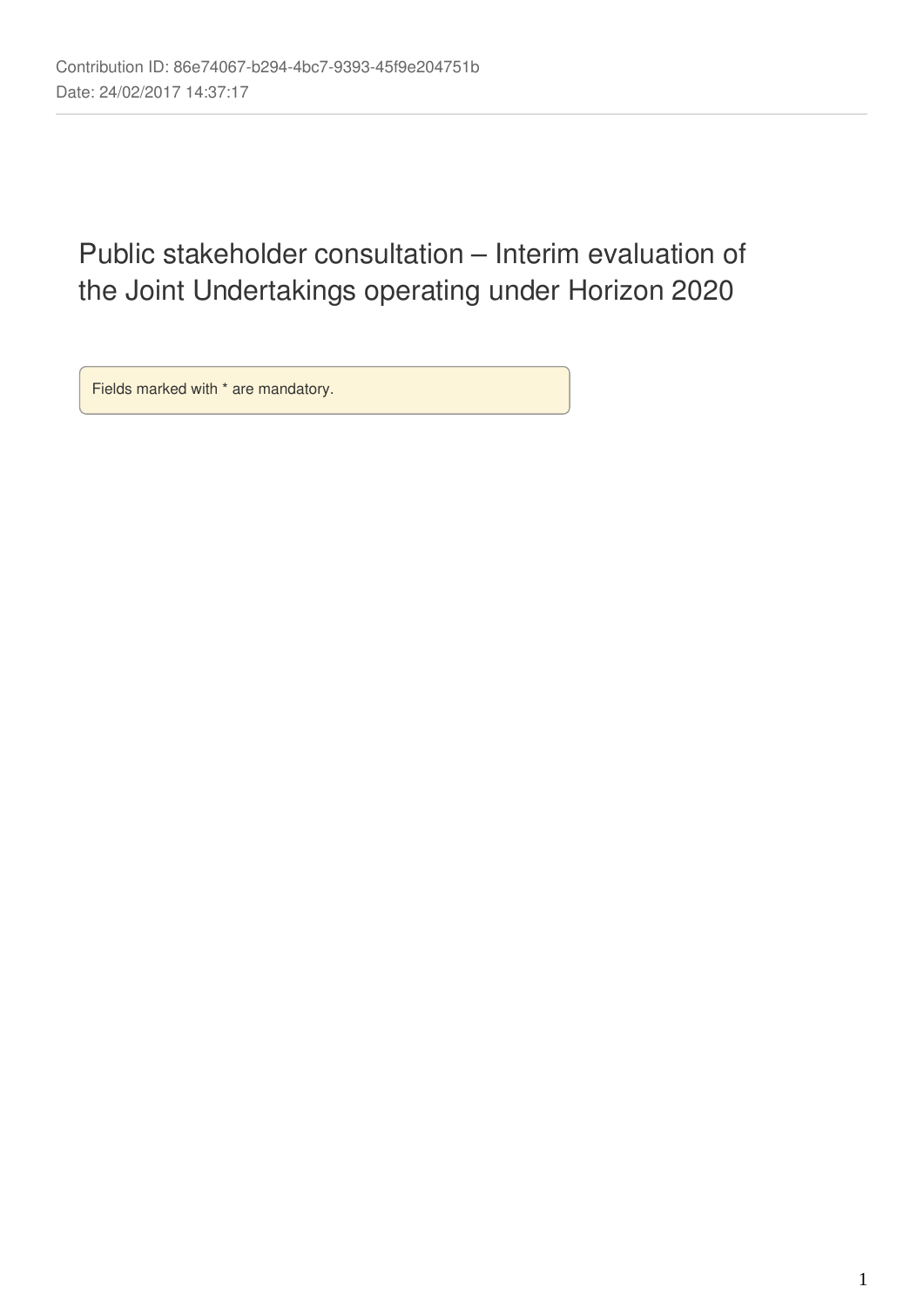Contribution ID: 86e74067-b294-4bc7-9393-45f9e204751b
Date: 24/02/2017 14:37:17

# Public stakeholder consultation – Interim evaluation of the Joint Undertakings operating under Horizon 2020

Fields marked with * are mandatory.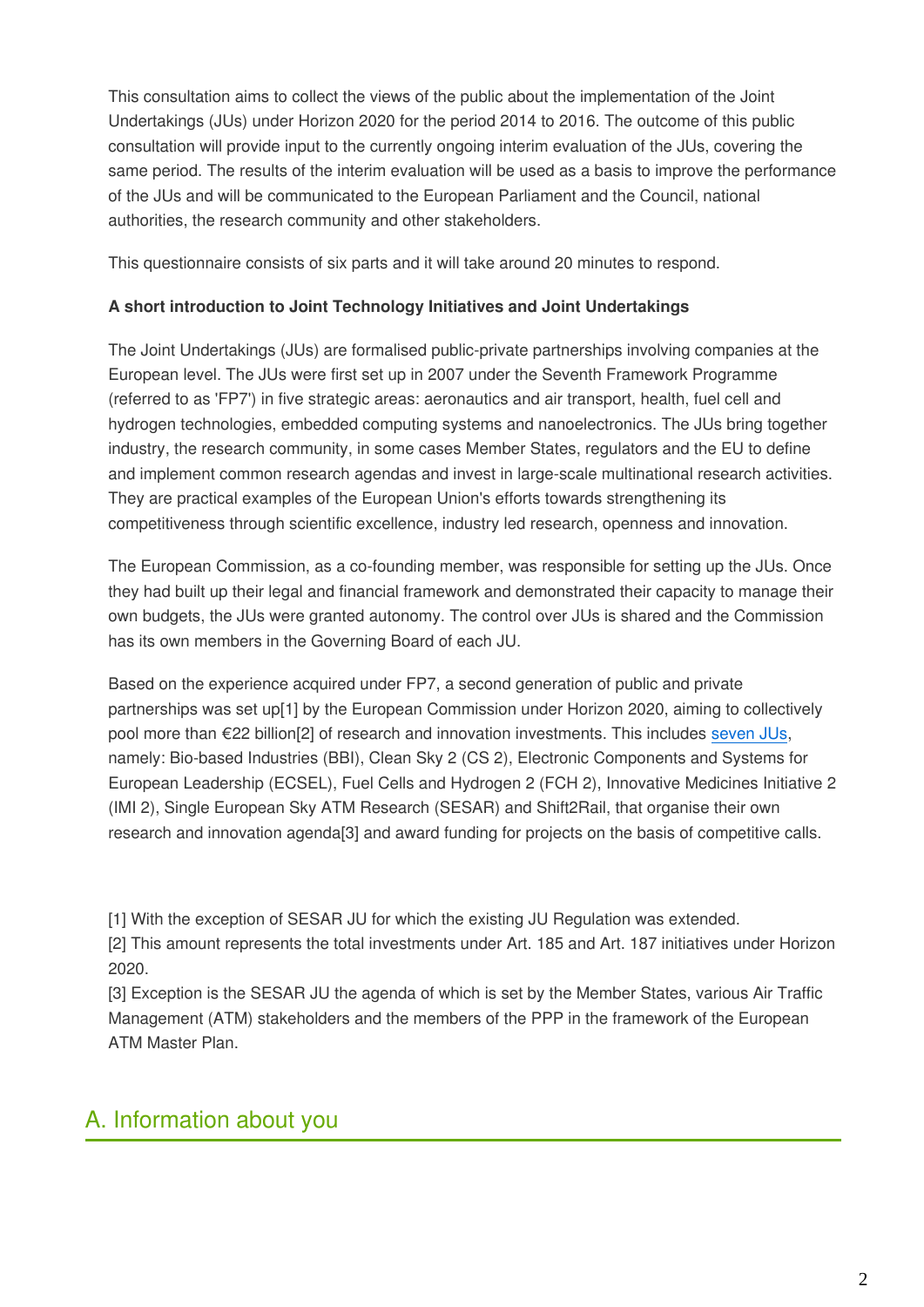This consultation aims to collect the views of the public about the implementation of the Joint Undertakings (JUs) under Horizon 2020 for the period 2014 to 2016. The outcome of this public consultation will provide input to the currently ongoing interim evaluation of the JUs, covering the same period. The results of the interim evaluation will be used as a basis to improve the performance of the JUs and will be communicated to the European Parliament and the Council, national authorities, the research community and other stakeholders.

This questionnaire consists of six parts and it will take around 20 minutes to respond.

**A short introduction to Joint Technology Initiatives and Joint Undertakings**

The Joint Undertakings (JUs) are formalised public-private partnerships involving companies at the European level. The JUs were first set up in 2007 under the Seventh Framework Programme (referred to as 'FP7') in five strategic areas: aeronautics and air transport, health, fuel cell and hydrogen technologies, embedded computing systems and nanoelectronics. The JUs bring together industry, the research community, in some cases Member States, regulators and the EU to define and implement common research agendas and invest in large-scale multinational research activities. They are practical examples of the European Union's efforts towards strengthening its competitiveness through scientific excellence, industry led research, openness and innovation.

The European Commission, as a co-founding member, was responsible for setting up the JUs. Once they had built up their legal and financial framework and demonstrated their capacity to manage their own budgets, the JUs were granted autonomy. The control over JUs is shared and the Commission has its own members in the Governing Board of each JU.

Based on the experience acquired under FP7, a second generation of public and private partnerships was set up[1] by the European Commission under Horizon 2020, aiming to collectively pool more than €22 billion[2] of research and innovation investments. This includes seven JUs, namely: Bio-based Industries (BBI), Clean Sky 2 (CS 2), Electronic Components and Systems for European Leadership (ECSEL), Fuel Cells and Hydrogen 2 (FCH 2), Innovative Medicines Initiative 2 (IMI 2), Single European Sky ATM Research (SESAR) and Shift2Rail, that organise their own research and innovation agenda[3] and award funding for projects on the basis of competitive calls.

[1] With the exception of SESAR JU for which the existing JU Regulation was extended.
[2] This amount represents the total investments under Art. 185 and Art. 187 initiatives under Horizon 2020.
[3] Exception is the SESAR JU the agenda of which is set by the Member States, various Air Traffic Management (ATM) stakeholders and the members of the PPP in the framework of the European ATM Master Plan.

## A. Information about you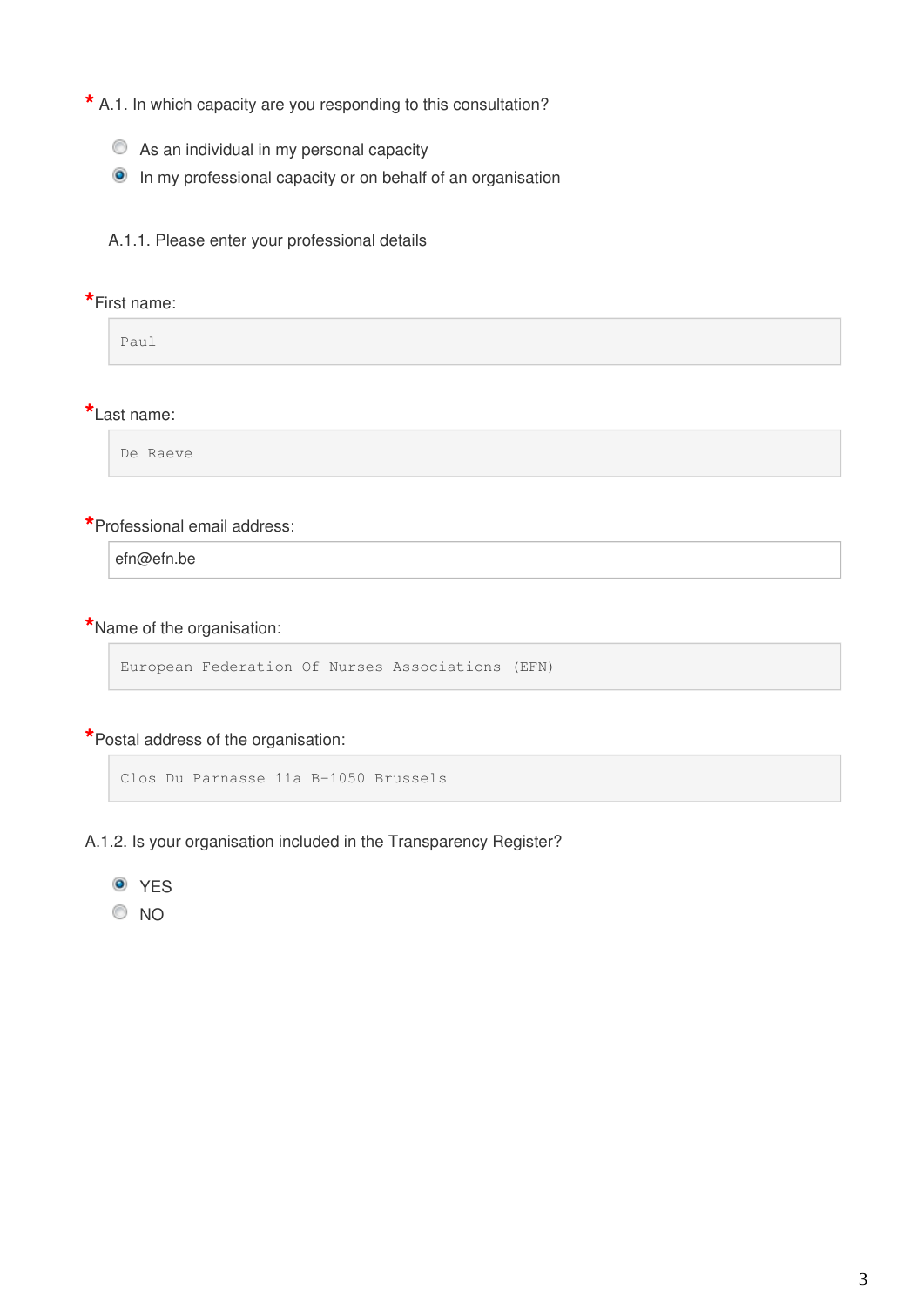\* A.1. In which capacity are you responding to this consultation?

- ○ As an individual in my personal capacity
- ● In my professional capacity or on behalf of an organisation

A.1.1. Please enter your professional details

\*First name:

Paul

\*Last name:

De Raeve

\*Professional email address:

efn@efn.be

\*Name of the organisation:

European Federation Of Nurses Associations (EFN)

\*Postal address of the organisation:

Clos Du Parnasse 11a B-1050 Brussels

A.1.2. Is your organisation included in the Transparency Register?

- ● YES
- ○ NO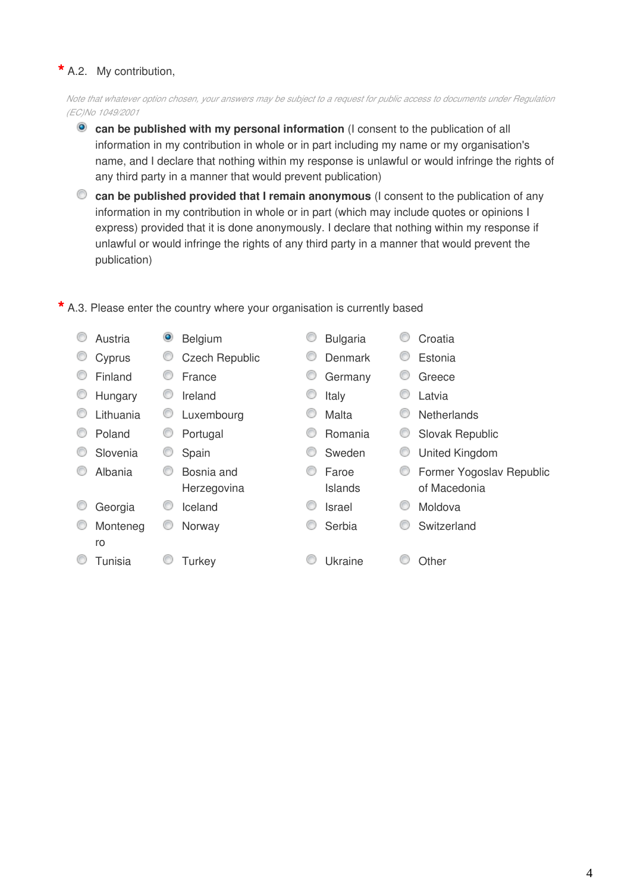\* A.2. My contribution,

*Note that whatever option chosen, your answers may be subject to a request for public access to documents under Regulation (EC)No 1049/2001*

- (x) **can be published with my personal information** (I consent to the publication of all information in my contribution in whole or in part including my name or my organisation's name, and I declare that nothing within my response is unlawful or would infringe the rights of any third party in a manner that would prevent publication)
- ( ) **can be published provided that I remain anonymous** (I consent to the publication of any information in my contribution in whole or in part (which may include quotes or opinions I express) provided that it is done anonymously. I declare that nothing within my response if unlawful or would infringe the rights of any third party in a manner that would prevent the publication)

\* A.3. Please enter the country where your organisation is currently based

| | | | |
|---|---|---|---|
| ( ) Austria | (x) Belgium | ( ) Bulgaria | ( ) Croatia |
| ( ) Cyprus | ( ) Czech Republic | ( ) Denmark | ( ) Estonia |
| ( ) Finland | ( ) France | ( ) Germany | ( ) Greece |
| ( ) Hungary | ( ) Ireland | ( ) Italy | ( ) Latvia |
| ( ) Lithuania | ( ) Luxembourg | ( ) Malta | ( ) Netherlands |
| ( ) Poland | ( ) Portugal | ( ) Romania | ( ) Slovak Republic |
| ( ) Slovenia | ( ) Spain | ( ) Sweden | ( ) United Kingdom |
| ( ) Albania | ( ) Bosnia and Herzegovina | ( ) Faroe Islands | ( ) Former Yogoslav Republic of Macedonia |
| ( ) Georgia | ( ) Iceland | ( ) Israel | ( ) Moldova |
| ( ) Montenegro | ( ) Norway | ( ) Serbia | ( ) Switzerland |
| ( ) Tunisia | ( ) Turkey | ( ) Ukraine | ( ) Other |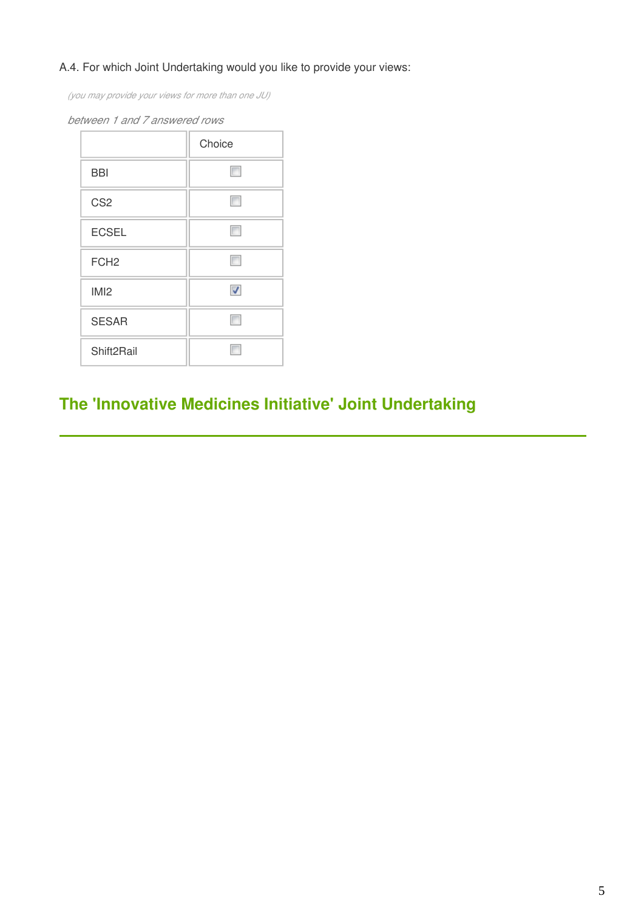A.4. For which Joint Undertaking would you like to provide your views:

*(you may provide your views for more than one JU)*

*between 1 and 7 answered rows*

| | Choice |
|---|---|
| BBI | ☐ |
| CS2 | ☐ |
| ECSEL | ☐ |
| FCH2 | ☐ |
| IMI2 | ☑ |
| SESAR | ☐ |
| Shift2Rail | ☐ |

## The 'Innovative Medicines Initiative' Joint Undertaking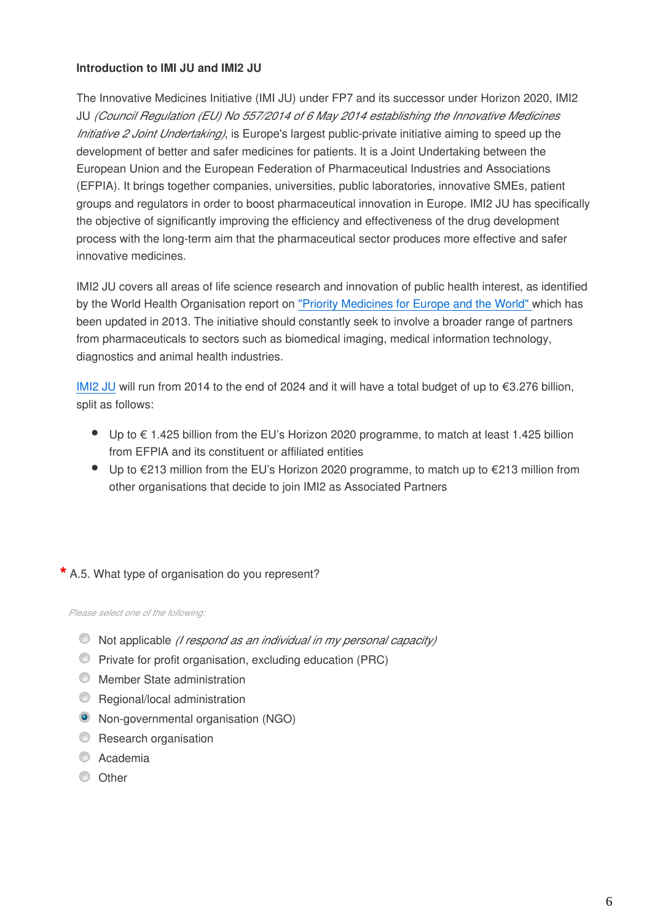**Introduction to IMI JU and IMI2 JU**

The Innovative Medicines Initiative (IMI JU) under FP7 and its successor under Horizon 2020, IMI2 JU *(Council Regulation (EU) No 557/2014 of 6 May 2014 establishing the Innovative Medicines Initiative 2 Joint Undertaking)*, is Europe's largest public-private initiative aiming to speed up the development of better and safer medicines for patients. It is a Joint Undertaking between the European Union and the European Federation of Pharmaceutical Industries and Associations (EFPIA). It brings together companies, universities, public laboratories, innovative SMEs, patient groups and regulators in order to boost pharmaceutical innovation in Europe. IMI2 JU has specifically the objective of significantly improving the efficiency and effectiveness of the drug development process with the long-term aim that the pharmaceutical sector produces more effective and safer innovative medicines.

IMI2 JU covers all areas of life science research and innovation of public health interest, as identified by the World Health Organisation report on "Priority Medicines for Europe and the World" which has been updated in 2013. The initiative should constantly seek to involve a broader range of partners from pharmaceuticals to sectors such as biomedical imaging, medical information technology, diagnostics and animal health industries.

IMI2 JU will run from 2014 to the end of 2024 and it will have a total budget of up to €3.276 billion, split as follows:

- Up to € 1.425 billion from the EU's Horizon 2020 programme, to match at least 1.425 billion from EFPIA and its constituent or affiliated entities
- Up to €213 million from the EU's Horizon 2020 programme, to match up to €213 million from other organisations that decide to join IMI2 as Associated Partners

\* A.5. What type of organisation do you represent?

*Please select one of the following:*

- ○ Not applicable *(I respond as an individual in my personal capacity)*
- ○ Private for profit organisation, excluding education (PRC)
- ○ Member State administration
- ○ Regional/local administration
- ● Non-governmental organisation (NGO)
- ○ Research organisation
- ○ Academia
- ○ Other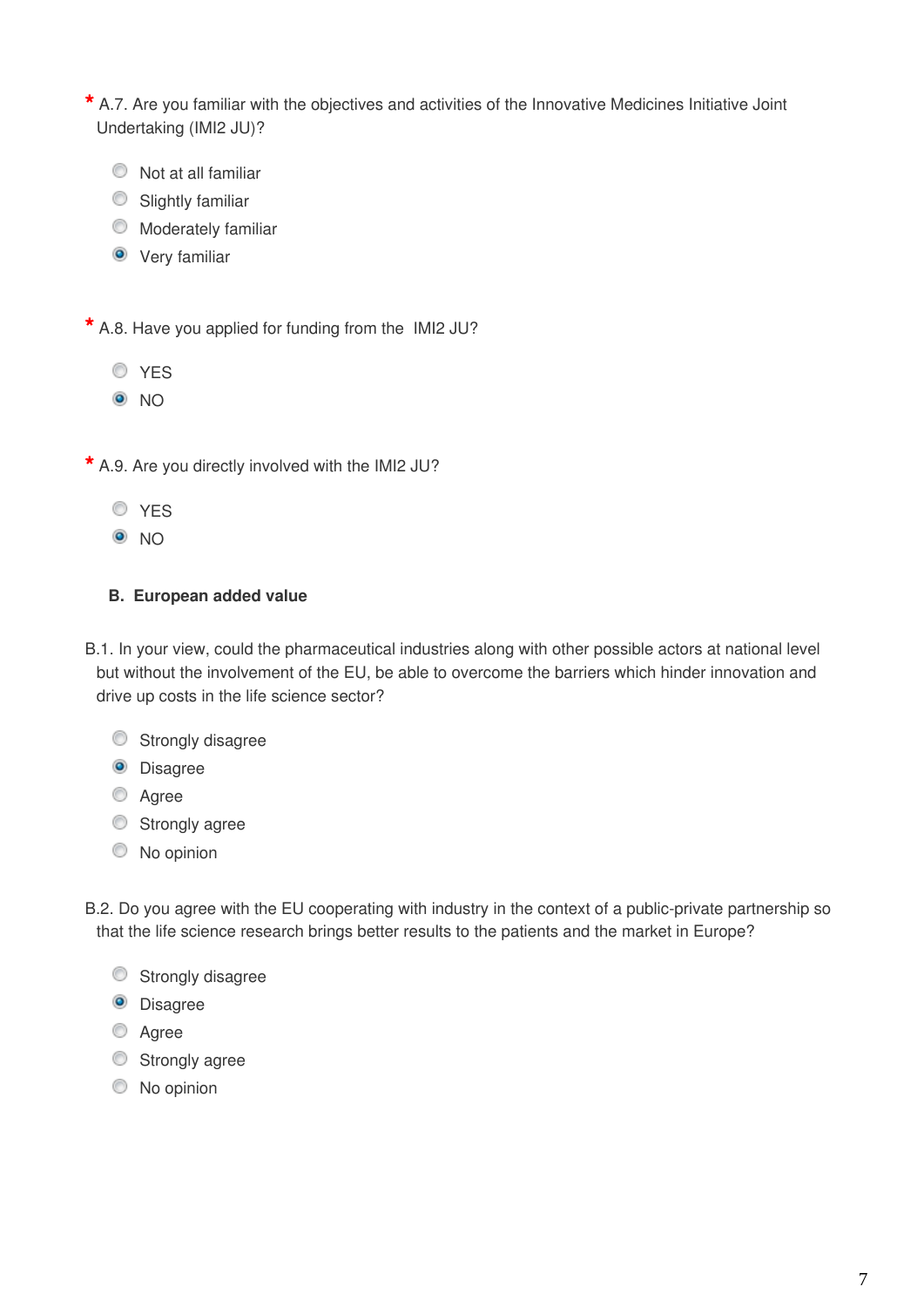\* A.7. Are you familiar with the objectives and activities of the Innovative Medicines Initiative Joint Undertaking (IMI2 JU)?

- ( ) Not at all familiar
- ( ) Slightly familiar
- ( ) Moderately familiar
- (x) Very familiar

\* A.8. Have you applied for funding from the IMI2 JU?

- ( ) YES
- (x) NO

\* A.9. Are you directly involved with the IMI2 JU?

- ( ) YES
- (x) NO

**B. European added value**

B.1. In your view, could the pharmaceutical industries along with other possible actors at national level but without the involvement of the EU, be able to overcome the barriers which hinder innovation and drive up costs in the life science sector?

- ( ) Strongly disagree
- (x) Disagree
- ( ) Agree
- ( ) Strongly agree
- ( ) No opinion

B.2. Do you agree with the EU cooperating with industry in the context of a public-private partnership so that the life science research brings better results to the patients and the market in Europe?

- ( ) Strongly disagree
- (x) Disagree
- ( ) Agree
- ( ) Strongly agree
- ( ) No opinion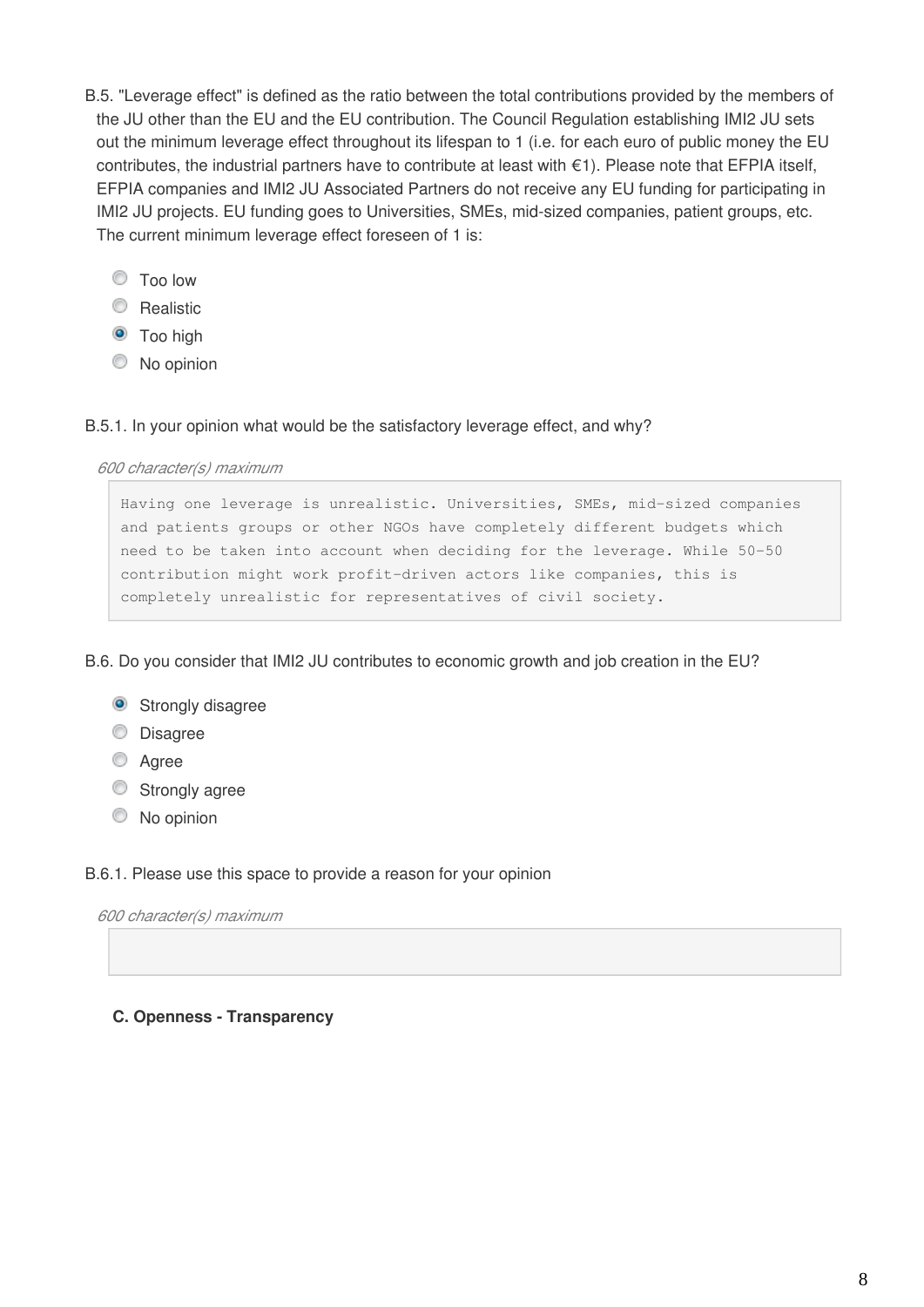B.5. "Leverage effect" is defined as the ratio between the total contributions provided by the members of the JU other than the EU and the EU contribution. The Council Regulation establishing IMI2 JU sets out the minimum leverage effect throughout its lifespan to 1 (i.e. for each euro of public money the EU contributes, the industrial partners have to contribute at least with €1). Please note that EFPIA itself, EFPIA companies and IMI2 JU Associated Partners do not receive any EU funding for participating in IMI2 JU projects. EU funding goes to Universities, SMEs, mid-sized companies, patient groups, etc. The current minimum leverage effect foreseen of 1 is:

- ◯ Too low
- ◯ Realistic
- ◉ Too high
- ◯ No opinion

B.5.1. In your opinion what would be the satisfactory leverage effect, and why?

*600 character(s) maximum*

```
Having one leverage is unrealistic. Universities, SMEs, mid-sized companies
and patients groups or other NGOs have completely different budgets which
need to be taken into account when deciding for the leverage. While 50-50
contribution might work profit-driven actors like companies, this is
completely unrealistic for representatives of civil society.
```

B.6. Do you consider that IMI2 JU contributes to economic growth and job creation in the EU?

- ◉ Strongly disagree
- ◯ Disagree
- ◯ Agree
- ◯ Strongly agree
- ◯ No opinion

B.6.1. Please use this space to provide a reason for your opinion

*600 character(s) maximum*

**C. Openness - Transparency**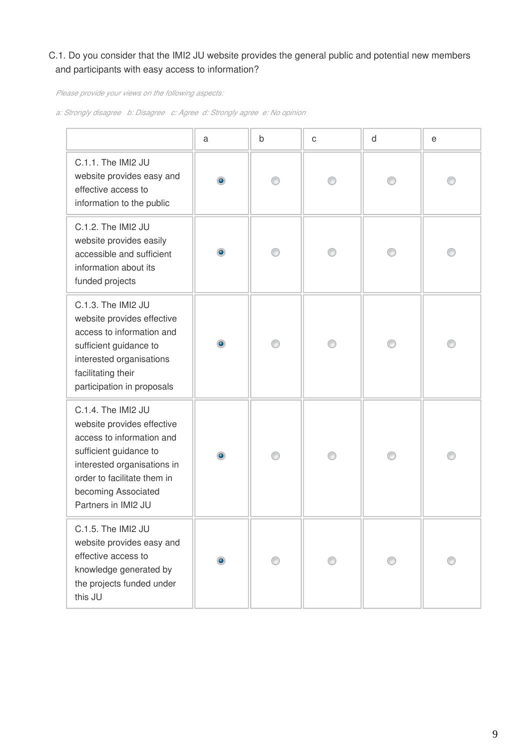C.1. Do you consider that the IMI2 JU website provides the general public and potential new members and participants with easy access to information?

*Please provide your views on the following aspects:*

*a: Strongly disagree   b: Disagree   c: Agree  d: Strongly agree  e: No opinion*

| | a | b | c | d | e |
|---|---|---|---|---|---|
| C.1.1. The IMI2 JU website provides easy and effective access to information to the public | ◉ | ○ | ○ | ○ | ○ |
| C.1.2. The IMI2 JU website provides easily accessible and sufficient information about its funded projects | ◉ | ○ | ○ | ○ | ○ |
| C.1.3. The IMI2 JU website provides effective access to information and sufficient guidance to interested organisations facilitating their participation in proposals | ◉ | ○ | ○ | ○ | ○ |
| C.1.4. The IMI2 JU website provides effective access to information and sufficient guidance to interested organisations in order to facilitate them in becoming Associated Partners in IMI2 JU | ◉ | ○ | ○ | ○ | ○ |
| C.1.5. The IMI2 JU website provides easy and effective access to knowledge generated by the projects funded under this JU | ◉ | ○ | ○ | ○ | ○ |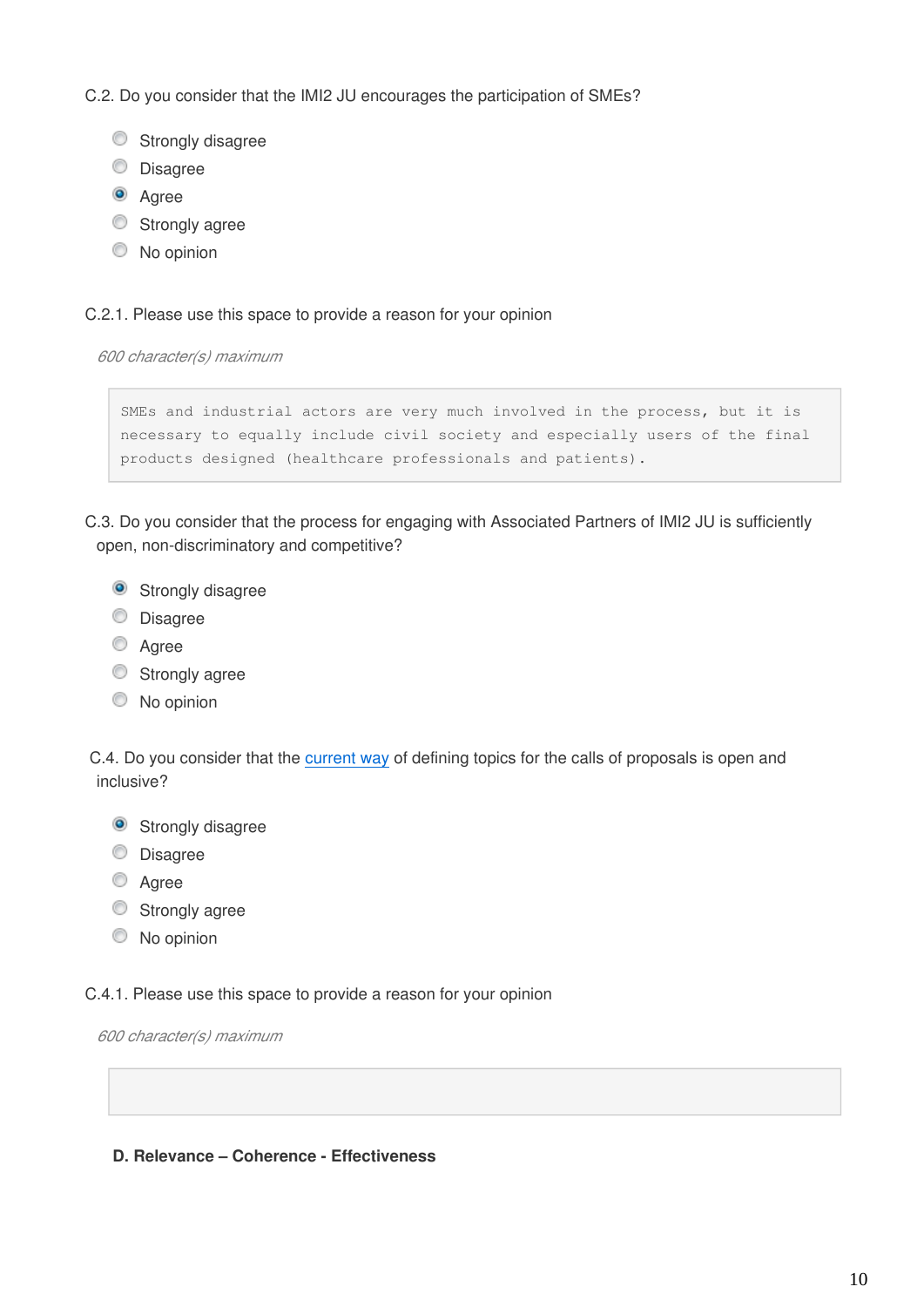C.2. Do you consider that the IMI2 JU encourages the participation of SMEs?

- ○ Strongly disagree
- ○ Disagree
- ● Agree
- ○ Strongly agree
- ○ No opinion

C.2.1. Please use this space to provide a reason for your opinion

*600 character(s) maximum*

```
SMEs and industrial actors are very much involved in the process, but it is
necessary to equally include civil society and especially users of the final
products designed (healthcare professionals and patients).
```

C.3. Do you consider that the process for engaging with Associated Partners of IMI2 JU is sufficiently open, non-discriminatory and competitive?

- ● Strongly disagree
- ○ Disagree
- ○ Agree
- ○ Strongly agree
- ○ No opinion

C.4. Do you consider that the current way of defining topics for the calls of proposals is open and inclusive?

- ● Strongly disagree
- ○ Disagree
- ○ Agree
- ○ Strongly agree
- ○ No opinion

C.4.1. Please use this space to provide a reason for your opinion

*600 character(s) maximum*

**D. Relevance – Coherence - Effectiveness**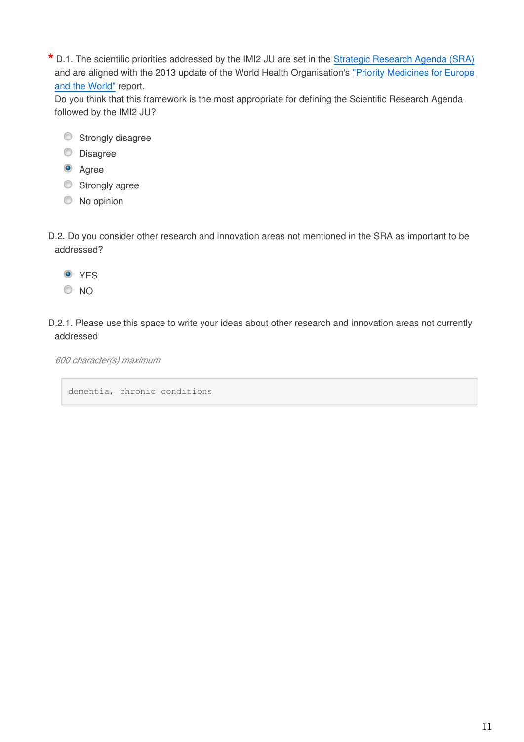\* D.1. The scientific priorities addressed by the IMI2 JU are set in the [Strategic Research Agenda (SRA)] and are aligned with the 2013 update of the World Health Organisation's ["Priority Medicines for Europe and the World"] report.
Do you think that this framework is the most appropriate for defining the Scientific Research Agenda followed by the IMI2 JU?

- ○ Strongly disagree
- ○ Disagree
- ● Agree
- ○ Strongly agree
- ○ No opinion

D.2. Do you consider other research and innovation areas not mentioned in the SRA as important to be addressed?

- ● YES
- ○ NO

D.2.1. Please use this space to write your ideas about other research and innovation areas not currently addressed

*600 character(s) maximum*

```
dementia, chronic conditions
```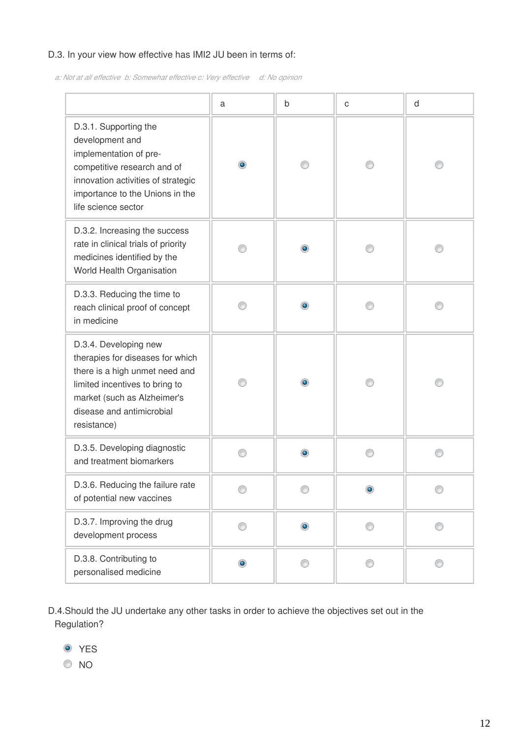D.3. In your view how effective has IMI2 JU been in terms of:

*a: Not at all effective b: Somewhat effective c: Very effective d: No opinion*

| | a | b | c | d |
|---|---|---|---|---|
| D.3.1. Supporting the development and implementation of pre-competitive research and of innovation activities of strategic importance to the Unions in the life science sector | ◉ | ○ | ○ | ○ |
| D.3.2. Increasing the success rate in clinical trials of priority medicines identified by the World Health Organisation | ○ | ◉ | ○ | ○ |
| D.3.3. Reducing the time to reach clinical proof of concept in medicine | ○ | ◉ | ○ | ○ |
| D.3.4. Developing new therapies for diseases for which there is a high unmet need and limited incentives to bring to market (such as Alzheimer's disease and antimicrobial resistance) | ○ | ◉ | ○ | ○ |
| D.3.5. Developing diagnostic and treatment biomarkers | ○ | ◉ | ○ | ○ |
| D.3.6. Reducing the failure rate of potential new vaccines | ○ | ○ | ◉ | ○ |
| D.3.7. Improving the drug development process | ○ | ◉ | ○ | ○ |
| D.3.8. Contributing to personalised medicine | ◉ | ○ | ○ | ○ |

D.4.Should the JU undertake any other tasks in order to achieve the objectives set out in the Regulation?

- ◉ YES
- ○ NO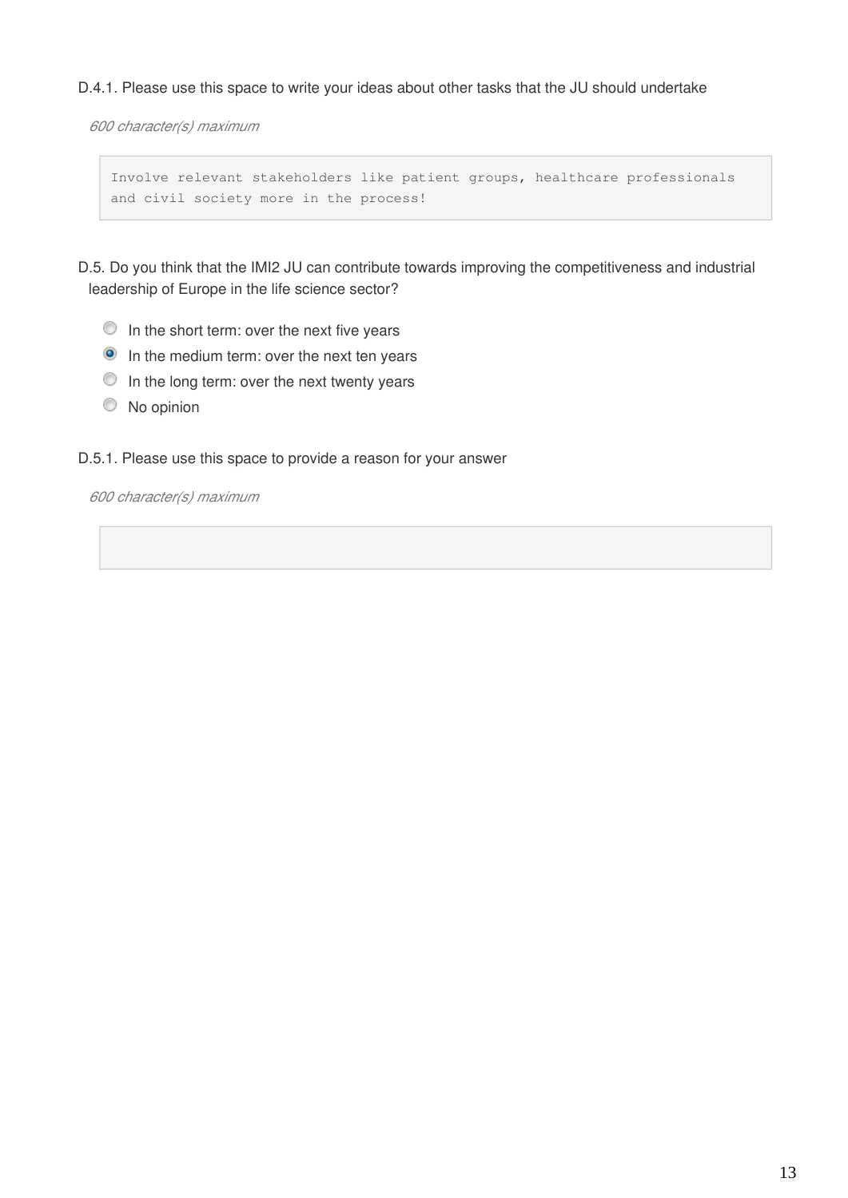D.4.1. Please use this space to write your ideas about other tasks that the JU should undertake

*600 character(s) maximum*

```
Involve relevant stakeholders like patient groups, healthcare professionals
and civil society more in the process!
```

D.5. Do you think that the IMI2 JU can contribute towards improving the competitiveness and industrial leadership of Europe in the life science sector?

- ○ In the short term: over the next five years
- ◉ In the medium term: over the next ten years
- ○ In the long term: over the next twenty years
- ○ No opinion

D.5.1. Please use this space to provide a reason for your answer

*600 character(s) maximum*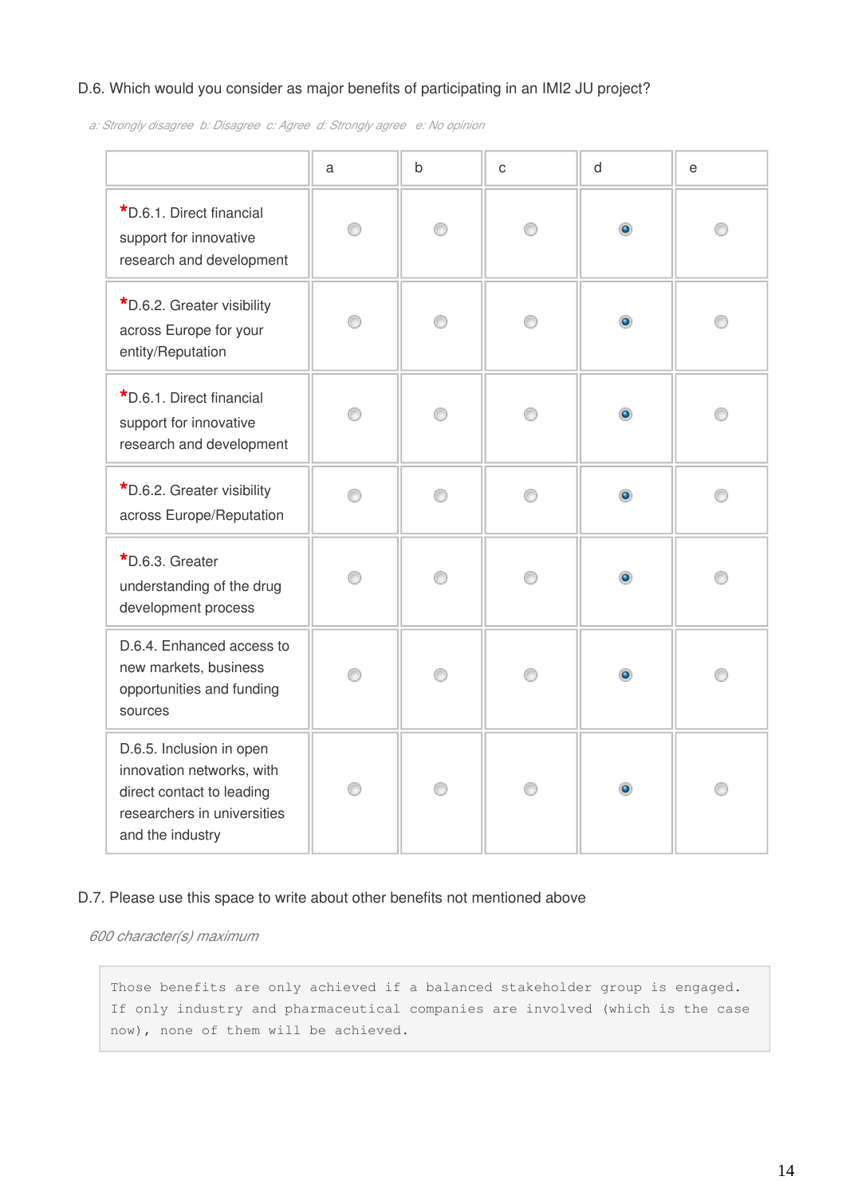D.6. Which would you consider as major benefits of participating in an IMI2 JU project?

*a: Strongly disagree  b: Disagree  c: Agree  d: Strongly agree  e: No opinion*

| | a | b | c | d | e |
|---|---|---|---|---|---|
| *D.6.1. Direct financial support for innovative research and development | | | | X | |
| *D.6.2. Greater visibility across Europe for your entity/Reputation | | | | X | |
| *D.6.1. Direct financial support for innovative research and development | | | | X | |
| *D.6.2. Greater visibility across Europe/Reputation | | | | X | |
| *D.6.3. Greater understanding of the drug development process | | | | X | |
| D.6.4. Enhanced access to new markets, business opportunities and funding sources | | | | X | |
| D.6.5. Inclusion in open innovation networks, with direct contact to leading researchers in universities and the industry | | | | X | |

D.7. Please use this space to write about other benefits not mentioned above

*600 character(s) maximum*

```
Those benefits are only achieved if a balanced stakeholder group is engaged.
If only industry and pharmaceutical companies are involved (which is the case
now), none of them will be achieved.
```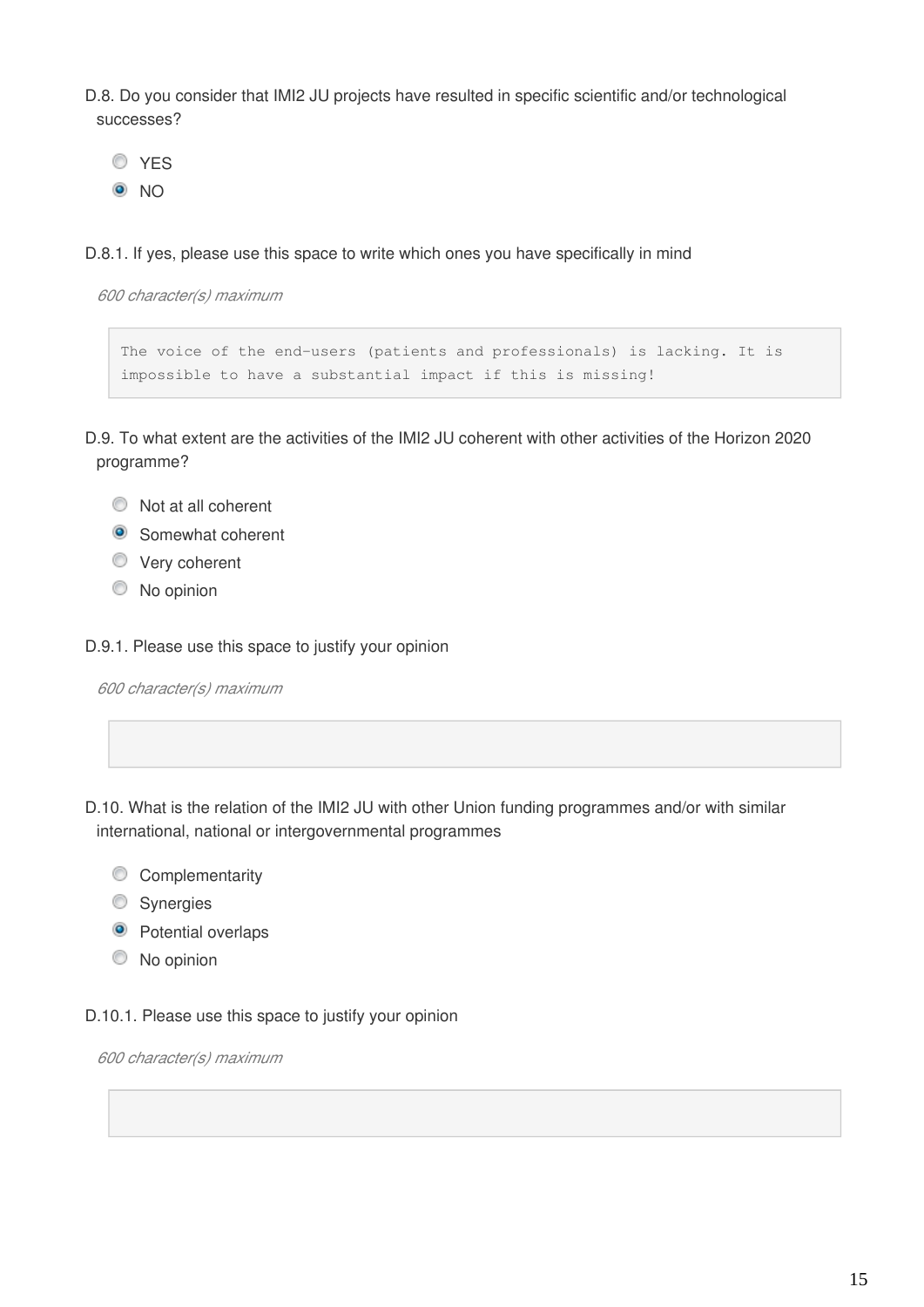D.8. Do you consider that IMI2 JU projects have resulted in specific scientific and/or technological successes?

- ○ YES
- ● NO

D.8.1. If yes, please use this space to write which ones you have specifically in mind

*600 character(s) maximum*

```
The voice of the end-users (patients and professionals) is lacking. It is impossible to have a substantial impact if this is missing!
```

D.9. To what extent are the activities of the IMI2 JU coherent with other activities of the Horizon 2020 programme?

- ○ Not at all coherent
- ● Somewhat coherent
- ○ Very coherent
- ○ No opinion

D.9.1. Please use this space to justify your opinion

*600 character(s) maximum*

D.10. What is the relation of the IMI2 JU with other Union funding programmes and/or with similar international, national or intergovernmental programmes

- ○ Complementarity
- ○ Synergies
- ● Potential overlaps
- ○ No opinion

D.10.1. Please use this space to justify your opinion

*600 character(s) maximum*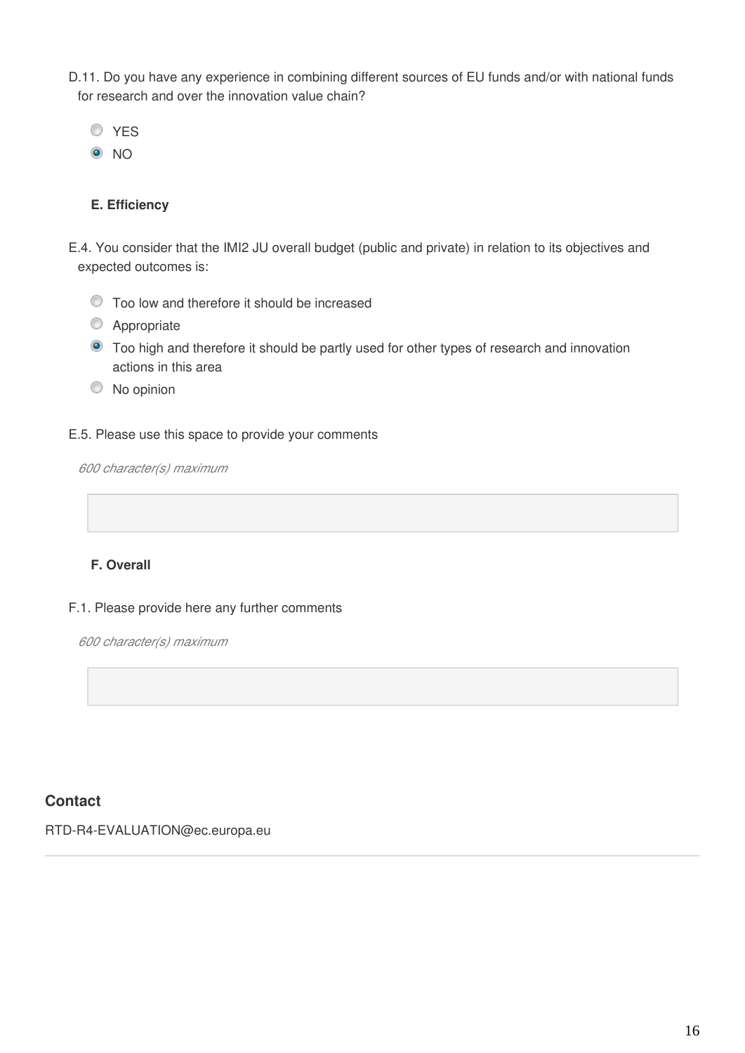D.11. Do you have any experience in combining different sources of EU funds and/or with national funds for research and over the innovation value chain?

- ○ YES
- ● NO

**E. Efficiency**

E.4. You consider that the IMI2 JU overall budget (public and private) in relation to its objectives and expected outcomes is:

- ○ Too low and therefore it should be increased
- ○ Appropriate
- ● Too high and therefore it should be partly used for other types of research and innovation actions in this area
- ○ No opinion

E.5. Please use this space to provide your comments

*600 character(s) maximum*

**F. Overall**

F.1. Please provide here any further comments

*600 character(s) maximum*

### Contact

RTD-R4-EVALUATION@ec.europa.eu